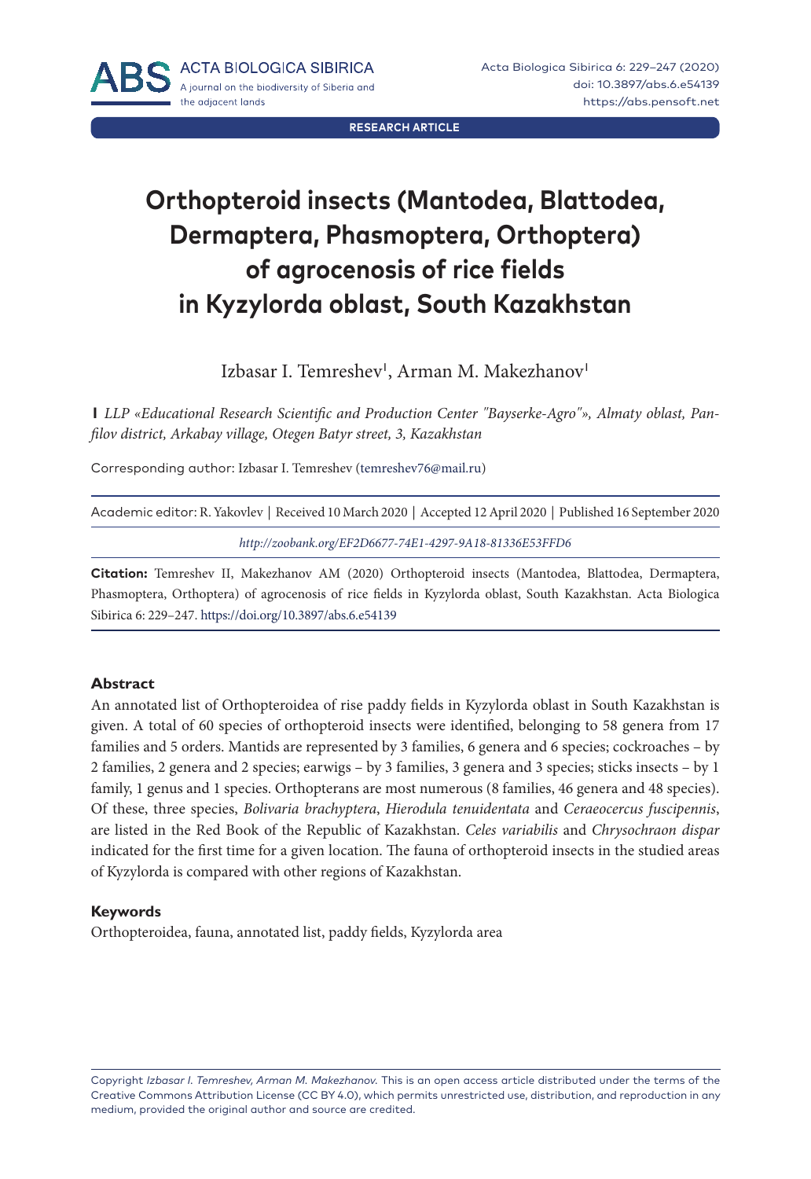RESEARCH ARTICLE

# Orthopteroid insects (Mantodea, Blattodea, Dermaptera, Phasmoptera, Orthoptera) of agrocenosis of rice fields in Kyzylorda oblast, South Kazakhstan

Izbasar I. Temreshev[1], Arman M. Makezhanov[1]

**1** *LLP «Educational Research Scientific and Production Center "Bayserke-Agro"», Almaty oblast, Panfilov district, Arkabay village, Otegen Batyr street, 3, Kazakhstan*

Corresponding author: Izbasar I. Temreshev (temreshev76@mail.ru)

Academic editor: R. Yakovlev | Received 10 March 2020 | Accepted 12 April 2020 | Published 16 September 2020

*http://zoobank.org/EF2D6677-74E1-4297-9A18-81336E53FFD6*

**Citation:** Temreshev II, Makezhanov AM (2020) Orthopteroid insects (Mantodea, Blattodea, Dermaptera, Phasmoptera, Orthoptera) of agrocenosis of rice fields in Kyzylorda oblast, South Kazakhstan. Acta Biologica Sibirica 6: 229–247. https://doi.org/10.3897/abs.6.e54139

## Abstract

An annotated list of Orthopteroidea of rise paddy fields in Kyzylorda oblast in South Kazakhstan is given. A total of 60 species of orthopteroid insects were identified, belonging to 58 genera from 17 families and 5 orders. Mantids are represented by 3 families, 6 genera and 6 species; cockroaches – by 2 families, 2 genera and 2 species; earwigs – by 3 families, 3 genera and 3 species; sticks insects – by 1 family, 1 genus and 1 species. Orthopterans are most numerous (8 families, 46 genera and 48 species). Of these, three species, *Bolivaria brachyptera*, *Hierodula tenuidentata* and *Ceraeocercus fuscipennis*, are listed in the Red Book of the Republic of Kazakhstan. *Celes variabilis* and *Chrysochraon dispar* indicated for the first time for a given location. The fauna of orthopteroid insects in the studied areas of Kyzylorda is compared with other regions of Kazakhstan.

## Keywords

Orthopteroidea, fauna, annotated list, paddy fields, Kyzylorda area

Copyright *Izbasar I. Temreshev, Arman M. Makezhanov.* This is an open access article distributed under the terms of the Creative Commons Attribution License (CC BY 4.0), which permits unrestricted use, distribution, and reproduction in any medium, provided the original author and source are credited.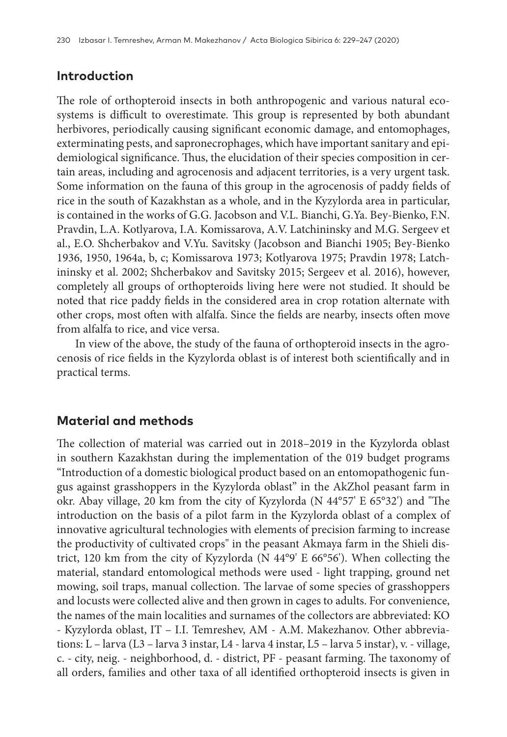## Introduction

The role of orthopteroid insects in both anthropogenic and various natural ecosystems is difficult to overestimate. This group is represented by both abundant herbivores, periodically causing significant economic damage, and entomophages, exterminating pests, and sapronecrophages, which have important sanitary and epidemiological significance. Thus, the elucidation of their species composition in certain areas, including and agrocenosis and adjacent territories, is a very urgent task. Some information on the fauna of this group in the agrocenosis of paddy fields of rice in the south of Kazakhstan as a whole, and in the Kyzylorda area in particular, is contained in the works of G.G. Jacobson and V.L. Bianchi, G.Ya. Bey-Bienko, F.N. Pravdin, L.A. Kotlyarova, I.A. Komissarova, A.V. Latchininsky and M.G. Sergeev et al., E.O. Shcherbakov and V.Yu. Savitsky (Jacobson and Bianchi 1905; Bey-Bienko 1936, 1950, 1964a, b, c; Komissarova 1973; Kotlyarova 1975; Pravdin 1978; Latchininsky et al. 2002; Shcherbakov and Savitsky 2015; Sergeev et al. 2016), however, completely all groups of orthopteroids living here were not studied. It should be noted that rice paddy fields in the considered area in crop rotation alternate with other crops, most often with alfalfa. Since the fields are nearby, insects often move from alfalfa to rice, and vice versa.

In view of the above, the study of the fauna of orthopteroid insects in the agrocenosis of rice fields in the Kyzylorda oblast is of interest both scientifically and in practical terms.

## Material and methods

The collection of material was carried out in 2018–2019 in the Kyzylorda oblast in southern Kazakhstan during the implementation of the 019 budget programs "Introduction of a domestic biological product based on an entomopathogenic fungus against grasshoppers in the Kyzylorda oblast" in the AkZhol peasant farm in okr. Abay village, 20 km from the city of Kyzylorda (N 44°57' E 65°32') and "The introduction on the basis of a pilot farm in the Kyzylorda oblast of a complex of innovative agricultural technologies with elements of precision farming to increase the productivity of cultivated crops" in the peasant Akmaya farm in the Shieli district, 120 km from the city of Kyzylorda (N 44°9' E 66°56'). When collecting the material, standard entomological methods were used - light trapping, ground net mowing, soil traps, manual collection. The larvae of some species of grasshoppers and locusts were collected alive and then grown in cages to adults. For convenience, the names of the main localities and surnames of the collectors are abbreviated: KO - Kyzylorda oblast, IT – I.I. Temreshev, AM - A.M. Makezhanov. Other abbreviations: L – larva (L3 – larva 3 instar, L4 - larva 4 instar, L5 – larva 5 instar), v. - village, c. - city, neig. - neighborhood, d. - district, PF - peasant farming. The taxonomy of all orders, families and other taxa of all identified orthopteroid insects is given in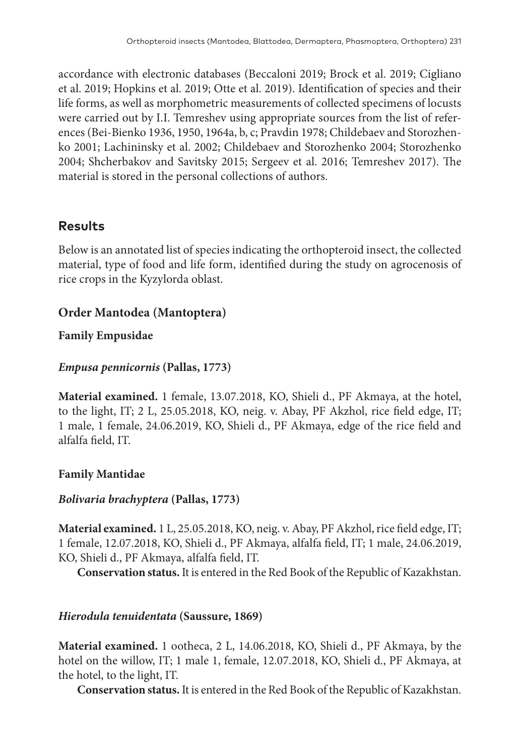accordance with electronic databases (Beccaloni 2019; Brock et al. 2019; Cigliano et al. 2019; Hopkins et al. 2019; Otte et al. 2019). Identification of species and their life forms, as well as morphometric measurements of collected specimens of locusts were carried out by I.I. Temreshev using appropriate sources from the list of references (Bei-Bienko 1936, 1950, 1964a, b, c; Pravdin 1978; Childebaev and Storozhenko 2001; Lachininsky et al. 2002; Childebaev and Storozhenko 2004; Storozhenko 2004; Shcherbakov and Savitsky 2015; Sergeev et al. 2016; Temreshev 2017). The material is stored in the personal collections of authors.

## Results

Below is an annotated list of species indicating the orthopteroid insect, the collected material, type of food and life form, identified during the study on agrocenosis of rice crops in the Kyzylorda oblast.

### Order Mantodea (Mantoptera)

#### Family Empusidae

##### *Empusa pennicornis* (Pallas, 1773)

**Material examined.** 1 female, 13.07.2018, KO, Shieli d., PF Akmaya, at the hotel, to the light, IT; 2 L, 25.05.2018, KO, neig. v. Abay, PF Akzhol, rice field edge, IT; 1 male, 1 female, 24.06.2019, KO, Shieli d., PF Akmaya, edge of the rice field and alfalfa field, IT.

#### Family Mantidae

##### *Bolivaria brachyptera* (Pallas, 1773)

**Material examined.** 1 L, 25.05.2018, KO, neig. v. Abay, PF Akzhol, rice field edge, IT; 1 female, 12.07.2018, KO, Shieli d., PF Akmaya, alfalfa field, IT; 1 male, 24.06.2019, KO, Shieli d., PF Akmaya, alfalfa field, IT.

**Conservation status.** It is entered in the Red Book of the Republic of Kazakhstan.

##### *Hierodula tenuidentata* (Saussure, 1869)

**Material examined.** 1 ootheca, 2 L, 14.06.2018, KO, Shieli d., PF Akmaya, by the hotel on the willow, IT; 1 male 1, female, 12.07.2018, KO, Shieli d., PF Akmaya, at the hotel, to the light, IT.

**Conservation status.** It is entered in the Red Book of the Republic of Kazakhstan.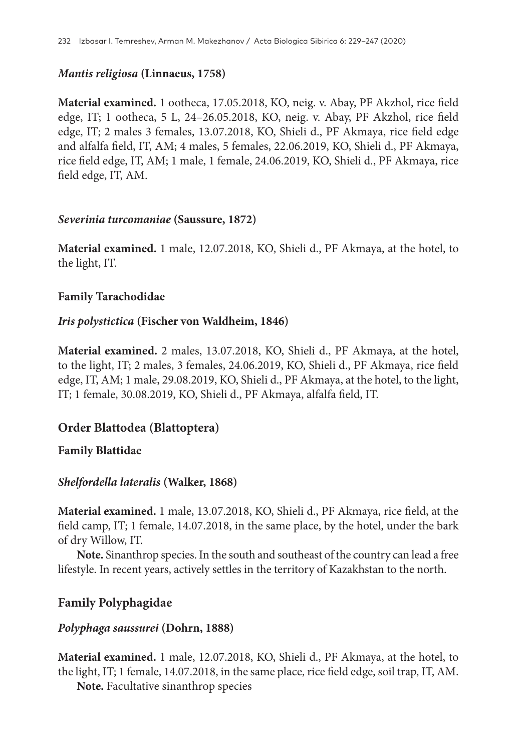### *Mantis religiosa* (Linnaeus, 1758)

**Material examined.** 1 ootheca, 17.05.2018, KO, neig. v. Abay, PF Akzhol, rice field edge, IT; 1 ootheca, 5 L, 24–26.05.2018, KO, neig. v. Abay, PF Akzhol, rice field edge, IT; 2 males 3 females, 13.07.2018, KO, Shieli d., PF Akmaya, rice field edge and alfalfa field, IT, AM; 4 males, 5 females, 22.06.2019, KO, Shieli d., PF Akmaya, rice field edge, IT, AM; 1 male, 1 female, 24.06.2019, KO, Shieli d., PF Akmaya, rice field edge, IT, AM.

### *Severinia turcomaniae* (Saussure, 1872)

**Material examined.** 1 male, 12.07.2018, KO, Shieli d., PF Akmaya, at the hotel, to the light, IT.

### Family Tarachodidae

### *Iris polystictica* (Fischer von Waldheim, 1846)

**Material examined.** 2 males, 13.07.2018, KO, Shieli d., PF Akmaya, at the hotel, to the light, IT; 2 males, 3 females, 24.06.2019, KO, Shieli d., PF Akmaya, rice field edge, IT, AM; 1 male, 29.08.2019, KO, Shieli d., PF Akmaya, at the hotel, to the light, IT; 1 female, 30.08.2019, KO, Shieli d., PF Akmaya, alfalfa field, IT.

## Order Blattodea (Blattoptera)

### Family Blattidae

### *Shelfordella lateralis* (Walker, 1868)

**Material examined.** 1 male, 13.07.2018, KO, Shieli d., PF Akmaya, rice field, at the field camp, IT; 1 female, 14.07.2018, in the same place, by the hotel, under the bark of dry Willow, IT.

**Note.** Sinanthrop species. In the south and southeast of the country can lead a free lifestyle. In recent years, actively settles in the territory of Kazakhstan to the north.

## Family Polyphagidae

### *Polyphaga saussurei* (Dohrn, 1888)

**Material examined.** 1 male, 12.07.2018, KO, Shieli d., PF Akmaya, at the hotel, to the light, IT; 1 female, 14.07.2018, in the same place, rice field edge, soil trap, IT, AM.

**Note.** Facultative sinanthrop species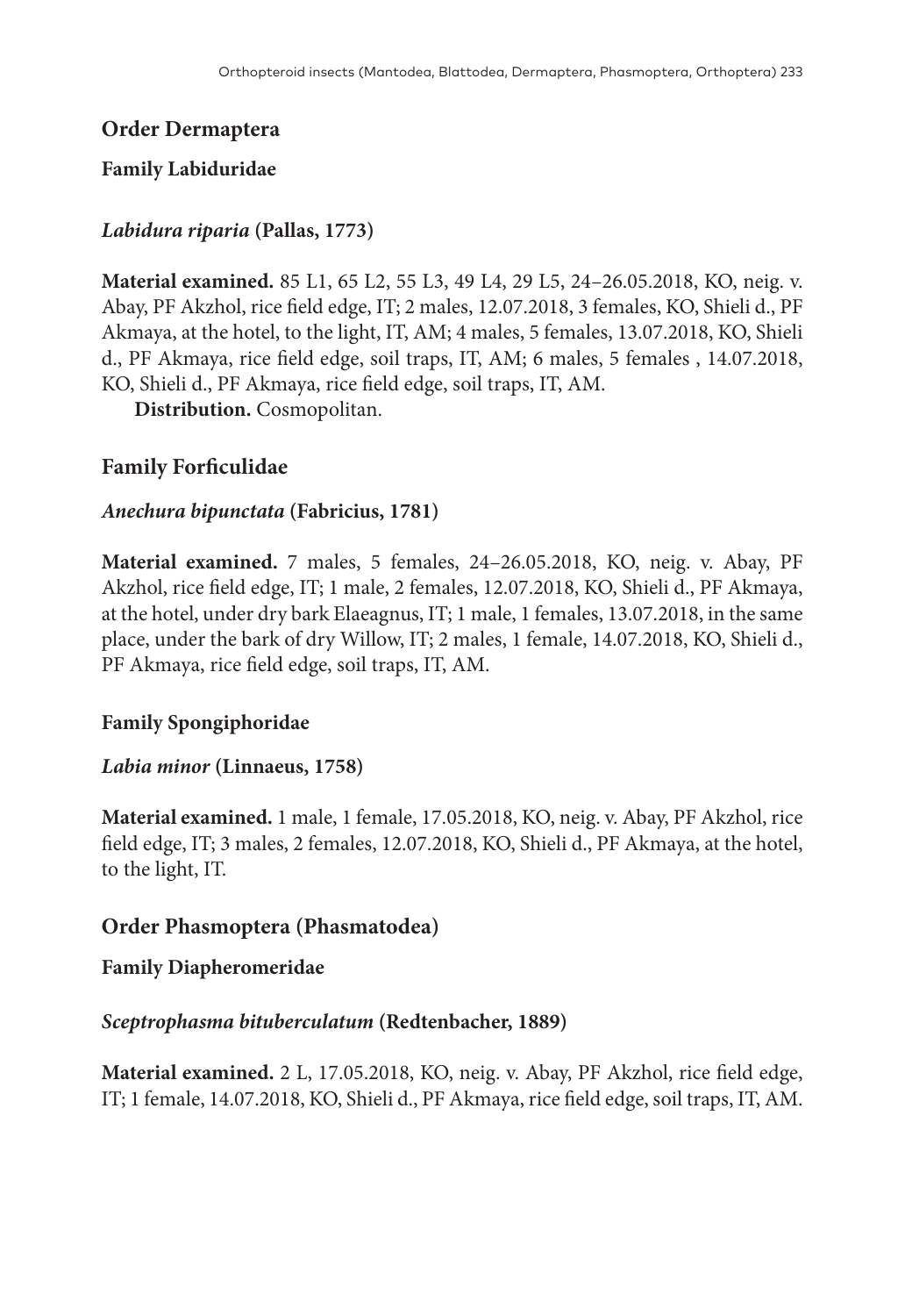## Order Dermaptera

### Family Labiduridae

#### *Labidura riparia* (Pallas, 1773)

**Material examined.** 85 L1, 65 L2, 55 L3, 49 L4, 29 L5, 24–26.05.2018, KO, neig. v. Abay, PF Akzhol, rice field edge, IT; 2 males, 12.07.2018, 3 females, KO, Shieli d., PF Akmaya, at the hotel, to the light, IT, AM; 4 males, 5 females, 13.07.2018, KO, Shieli d., PF Akmaya, rice field edge, soil traps, IT, AM; 6 males, 5 females , 14.07.2018, KO, Shieli d., PF Akmaya, rice field edge, soil traps, IT, AM.

**Distribution.** Cosmopolitan.

### Family Forficulidae

#### *Anechura bipunctata* (Fabricius, 1781)

**Material examined.** 7 males, 5 females, 24–26.05.2018, KO, neig. v. Abay, PF Akzhol, rice field edge, IT; 1 male, 2 females, 12.07.2018, KO, Shieli d., PF Akmaya, at the hotel, under dry bark Elaeagnus, IT; 1 male, 1 females, 13.07.2018, in the same place, under the bark of dry Willow, IT; 2 males, 1 female, 14.07.2018, KO, Shieli d., PF Akmaya, rice field edge, soil traps, IT, AM.

### Family Spongiphoridae

#### *Labia minor* (Linnaeus, 1758)

**Material examined.** 1 male, 1 female, 17.05.2018, KO, neig. v. Abay, PF Akzhol, rice field edge, IT; 3 males, 2 females, 12.07.2018, KO, Shieli d., PF Akmaya, at the hotel, to the light, IT.

## Order Phasmoptera (Phasmatodea)

### Family Diapheromeridae

#### *Sceptrophasma bituberculatum* (Redtenbacher, 1889)

**Material examined.** 2 L, 17.05.2018, KO, neig. v. Abay, PF Akzhol, rice field edge, IT; 1 female, 14.07.2018, KO, Shieli d., PF Akmaya, rice field edge, soil traps, IT, AM.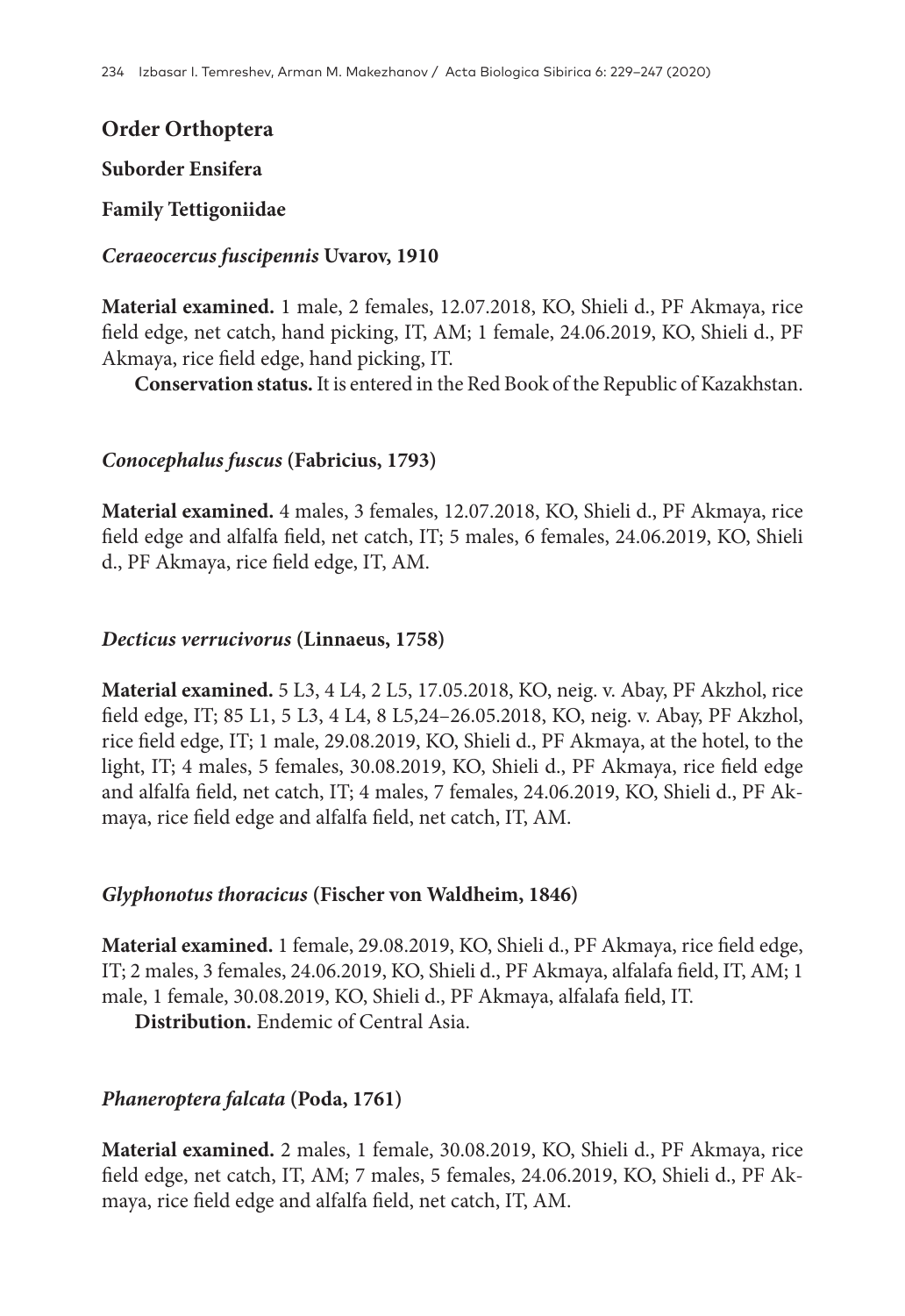## Order Orthoptera

### Suborder Ensifera

#### Family Tettigoniidae

***Ceraeocercus fuscipennis*** **Uvarov, 1910**

**Material examined.** 1 male, 2 females, 12.07.2018, KO, Shieli d., PF Akmaya, rice field edge, net catch, hand picking, IT, AM; 1 female, 24.06.2019, KO, Shieli d., PF Akmaya, rice field edge, hand picking, IT.

**Conservation status.** It is entered in the Red Book of the Republic of Kazakhstan.

***Conocephalus fuscus*** **(Fabricius, 1793)**

**Material examined.** 4 males, 3 females, 12.07.2018, KO, Shieli d., PF Akmaya, rice field edge and alfalfa field, net catch, IT; 5 males, 6 females, 24.06.2019, KO, Shieli d., PF Akmaya, rice field edge, IT, AM.

***Decticus verrucivorus*** **(Linnaeus, 1758)**

**Material examined.** 5 L3, 4 L4, 2 L5, 17.05.2018, KO, neig. v. Abay, PF Akzhol, rice field edge, IT; 85 L1, 5 L3, 4 L4, 8 L5,24–26.05.2018, KO, neig. v. Abay, PF Akzhol, rice field edge, IT; 1 male, 29.08.2019, KO, Shieli d., PF Akmaya, at the hotel, to the light, IT; 4 males, 5 females, 30.08.2019, KO, Shieli d., PF Akmaya, rice field edge and alfalfa field, net catch, IT; 4 males, 7 females, 24.06.2019, KO, Shieli d., PF Akmaya, rice field edge and alfalfa field, net catch, IT, AM.

***Glyphonotus thoracicus*** **(Fischer von Waldheim, 1846)**

**Material examined.** 1 female, 29.08.2019, KO, Shieli d., PF Akmaya, rice field edge, IT; 2 males, 3 females, 24.06.2019, KO, Shieli d., PF Akmaya, alfalafa field, IT, AM; 1 male, 1 female, 30.08.2019, KO, Shieli d., PF Akmaya, alfalafa field, IT.

**Distribution.** Endemic of Central Asia.

***Phaneroptera falcata*** **(Poda, 1761)**

**Material examined.** 2 males, 1 female, 30.08.2019, KO, Shieli d., PF Akmaya, rice field edge, net catch, IT, AM; 7 males, 5 females, 24.06.2019, KO, Shieli d., PF Akmaya, rice field edge and alfalfa field, net catch, IT, AM.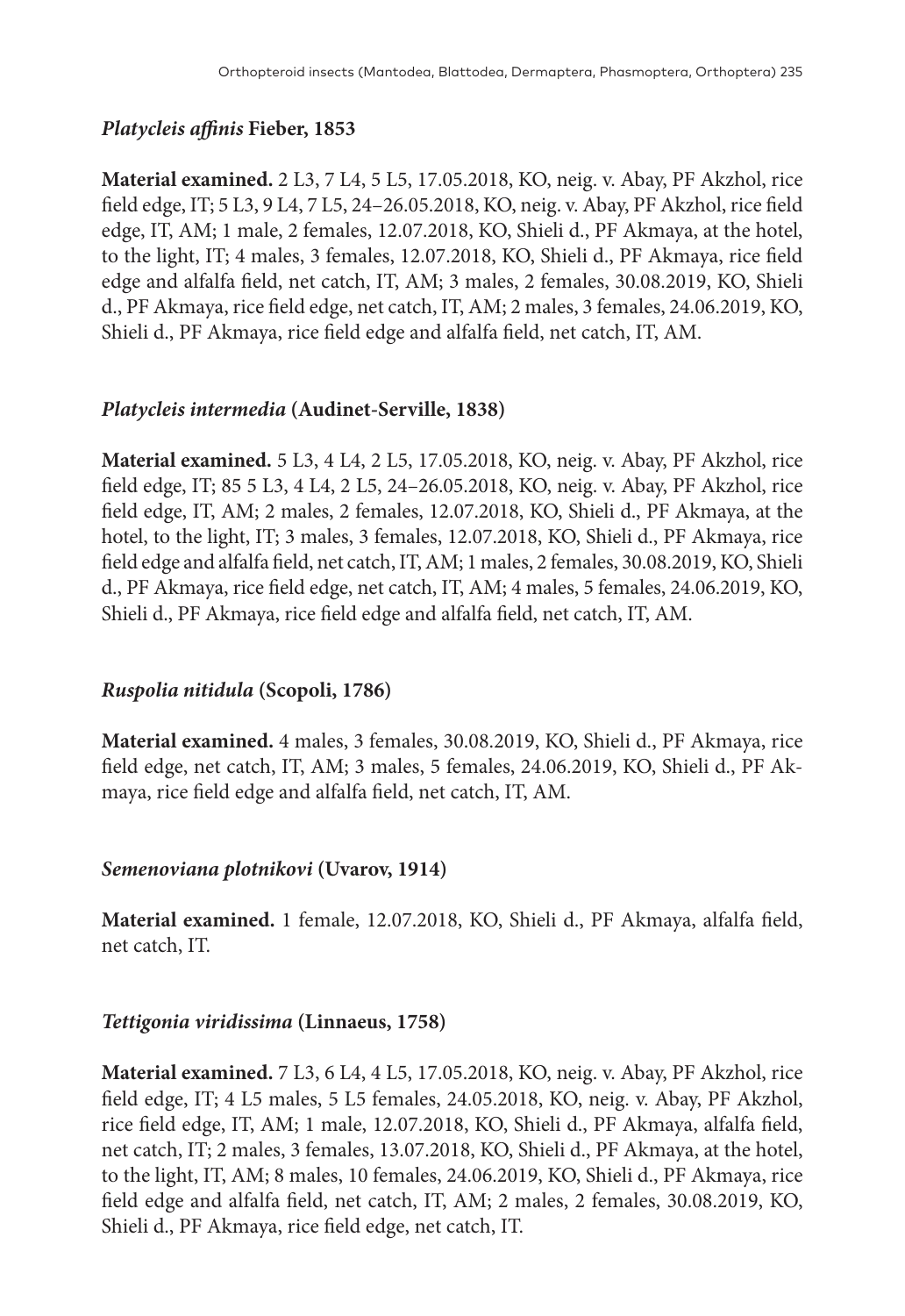### *Platycleis affinis* Fieber, 1853

**Material examined.** 2 L3, 7 L4, 5 L5, 17.05.2018, KO, neig. v. Abay, PF Akzhol, rice field edge, IT; 5 L3, 9 L4, 7 L5, 24–26.05.2018, KO, neig. v. Abay, PF Akzhol, rice field edge, IT, AM; 1 male, 2 females, 12.07.2018, KO, Shieli d., PF Akmaya, at the hotel, to the light, IT; 4 males, 3 females, 12.07.2018, KO, Shieli d., PF Akmaya, rice field edge and alfalfa field, net catch, IT, AM; 3 males, 2 females, 30.08.2019, KO, Shieli d., PF Akmaya, rice field edge, net catch, IT, AM; 2 males, 3 females, 24.06.2019, KO, Shieli d., PF Akmaya, rice field edge and alfalfa field, net catch, IT, AM.

### *Platycleis intermedia* (Audinet-Serville, 1838)

**Material examined.** 5 L3, 4 L4, 2 L5, 17.05.2018, KO, neig. v. Abay, PF Akzhol, rice field edge, IT; 85 5 L3, 4 L4, 2 L5, 24–26.05.2018, KO, neig. v. Abay, PF Akzhol, rice field edge, IT, AM; 2 males, 2 females, 12.07.2018, KO, Shieli d., PF Akmaya, at the hotel, to the light, IT; 3 males, 3 females, 12.07.2018, KO, Shieli d., PF Akmaya, rice field edge and alfalfa field, net catch, IT, AM; 1 males, 2 females, 30.08.2019, KO, Shieli d., PF Akmaya, rice field edge, net catch, IT, AM; 4 males, 5 females, 24.06.2019, KO, Shieli d., PF Akmaya, rice field edge and alfalfa field, net catch, IT, AM.

### *Ruspolia nitidula* (Scopoli, 1786)

**Material examined.** 4 males, 3 females, 30.08.2019, KO, Shieli d., PF Akmaya, rice field edge, net catch, IT, AM; 3 males, 5 females, 24.06.2019, KO, Shieli d., PF Akmaya, rice field edge and alfalfa field, net catch, IT, AM.

### *Semenoviana plotnikovi* (Uvarov, 1914)

**Material examined.** 1 female, 12.07.2018, KO, Shieli d., PF Akmaya, alfalfa field, net catch, IT.

### *Tettigonia viridissima* (Linnaeus, 1758)

**Material examined.** 7 L3, 6 L4, 4 L5, 17.05.2018, KO, neig. v. Abay, PF Akzhol, rice field edge, IT; 4 L5 males, 5 L5 females, 24.05.2018, KO, neig. v. Abay, PF Akzhol, rice field edge, IT, AM; 1 male, 12.07.2018, KO, Shieli d., PF Akmaya, alfalfa field, net catch, IT; 2 males, 3 females, 13.07.2018, KO, Shieli d., PF Akmaya, at the hotel, to the light, IT, AM; 8 males, 10 females, 24.06.2019, KO, Shieli d., PF Akmaya, rice field edge and alfalfa field, net catch, IT, AM; 2 males, 2 females, 30.08.2019, KO, Shieli d., PF Akmaya, rice field edge, net catch, IT.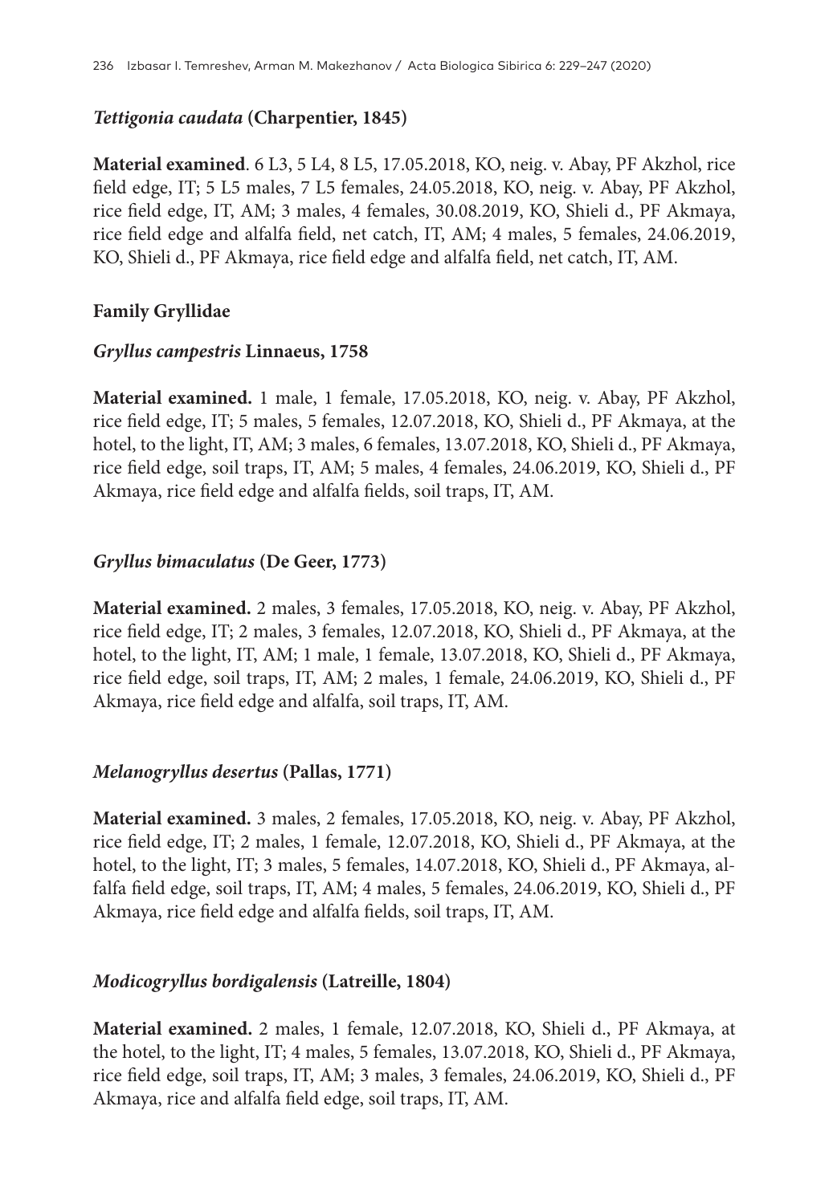### *Tettigonia caudata* (Charpentier, 1845)

**Material examined**. 6 L3, 5 L4, 8 L5, 17.05.2018, KO, neig. v. Abay, PF Akzhol, rice field edge, IT; 5 L5 males, 7 L5 females, 24.05.2018, KO, neig. v. Abay, PF Akzhol, rice field edge, IT, AM; 3 males, 4 females, 30.08.2019, KO, Shieli d., PF Akmaya, rice field edge and alfalfa field, net catch, IT, AM; 4 males, 5 females, 24.06.2019, KO, Shieli d., PF Akmaya, rice field edge and alfalfa field, net catch, IT, AM.

## Family Gryllidae

### *Gryllus campestris* Linnaeus, 1758

**Material examined.** 1 male, 1 female, 17.05.2018, KO, neig. v. Abay, PF Akzhol, rice field edge, IT; 5 males, 5 females, 12.07.2018, KO, Shieli d., PF Akmaya, at the hotel, to the light, IT, AM; 3 males, 6 females, 13.07.2018, KO, Shieli d., PF Akmaya, rice field edge, soil traps, IT, AM; 5 males, 4 females, 24.06.2019, KO, Shieli d., PF Akmaya, rice field edge and alfalfa fields, soil traps, IT, AM.

### *Gryllus bimaculatus* (De Geer, 1773)

**Material examined.** 2 males, 3 females, 17.05.2018, KO, neig. v. Abay, PF Akzhol, rice field edge, IT; 2 males, 3 females, 12.07.2018, KO, Shieli d., PF Akmaya, at the hotel, to the light, IT, AM; 1 male, 1 female, 13.07.2018, KO, Shieli d., PF Akmaya, rice field edge, soil traps, IT, AM; 2 males, 1 female, 24.06.2019, KO, Shieli d., PF Akmaya, rice field edge and alfalfa, soil traps, IT, AM.

### *Melanogryllus desertus* (Pallas, 1771)

**Material examined.** 3 males, 2 females, 17.05.2018, KO, neig. v. Abay, PF Akzhol, rice field edge, IT; 2 males, 1 female, 12.07.2018, KO, Shieli d., PF Akmaya, at the hotel, to the light, IT; 3 males, 5 females, 14.07.2018, KO, Shieli d., PF Akmaya, alfalfa field edge, soil traps, IT, AM; 4 males, 5 females, 24.06.2019, KO, Shieli d., PF Akmaya, rice field edge and alfalfa fields, soil traps, IT, AM.

### *Modicogryllus bordigalensis* (Latreille, 1804)

**Material examined.** 2 males, 1 female, 12.07.2018, KO, Shieli d., PF Akmaya, at the hotel, to the light, IT; 4 males, 5 females, 13.07.2018, KO, Shieli d., PF Akmaya, rice field edge, soil traps, IT, AM; 3 males, 3 females, 24.06.2019, KO, Shieli d., PF Akmaya, rice and alfalfa field edge, soil traps, IT, AM.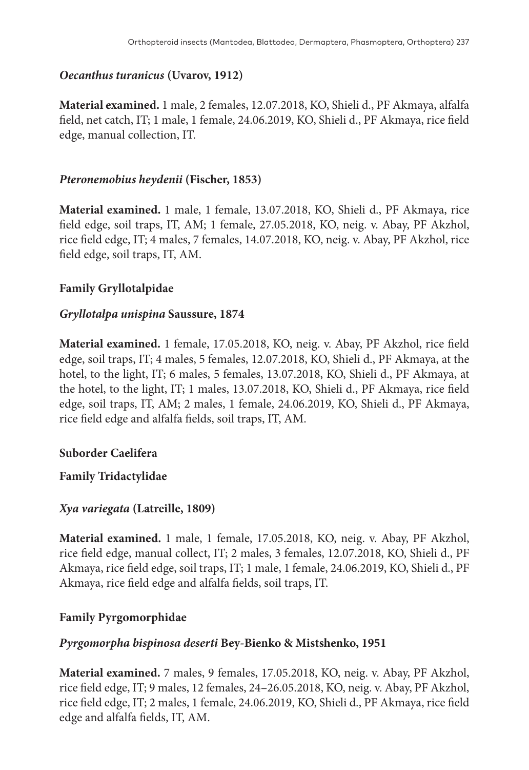### *Oecanthus turanicus* (Uvarov, 1912)

**Material examined.** 1 male, 2 females, 12.07.2018, KO, Shieli d., PF Akmaya, alfalfa field, net catch, IT; 1 male, 1 female, 24.06.2019, KO, Shieli d., PF Akmaya, rice field edge, manual collection, IT.

### *Pteronemobius heydenii* (Fischer, 1853)

**Material examined.** 1 male, 1 female, 13.07.2018, KO, Shieli d., PF Akmaya, rice field edge, soil traps, IT, AM; 1 female, 27.05.2018, KO, neig. v. Abay, PF Akzhol, rice field edge, IT; 4 males, 7 females, 14.07.2018, KO, neig. v. Abay, PF Akzhol, rice field edge, soil traps, IT, AM.

## Family Gryllotalpidae

### *Gryllotalpa unispina* Saussure, 1874

**Material examined.** 1 female, 17.05.2018, KO, neig. v. Abay, PF Akzhol, rice field edge, soil traps, IT; 4 males, 5 females, 12.07.2018, KO, Shieli d., PF Akmaya, at the hotel, to the light, IT; 6 males, 5 females, 13.07.2018, KO, Shieli d., PF Akmaya, at the hotel, to the light, IT; 1 males, 13.07.2018, KO, Shieli d., PF Akmaya, rice field edge, soil traps, IT, AM; 2 males, 1 female, 24.06.2019, KO, Shieli d., PF Akmaya, rice field edge and alfalfa fields, soil traps, IT, AM.

## Suborder Caelifera

## Family Tridactylidae

### *Xya variegata* (Latreille, 1809)

**Material examined.** 1 male, 1 female, 17.05.2018, KO, neig. v. Abay, PF Akzhol, rice field edge, manual collect, IT; 2 males, 3 females, 12.07.2018, KO, Shieli d., PF Akmaya, rice field edge, soil traps, IT; 1 male, 1 female, 24.06.2019, KO, Shieli d., PF Akmaya, rice field edge and alfalfa fields, soil traps, IT.

## Family Pyrgomorphidae

### *Pyrgomorpha bispinosa deserti* Bey-Bienko & Mistshenko, 1951

**Material examined.** 7 males, 9 females, 17.05.2018, KO, neig. v. Abay, PF Akzhol, rice field edge, IT; 9 males, 12 females, 24–26.05.2018, KO, neig. v. Abay, PF Akzhol, rice field edge, IT; 2 males, 1 female, 24.06.2019, KO, Shieli d., PF Akmaya, rice field edge and alfalfa fields, IT, AM.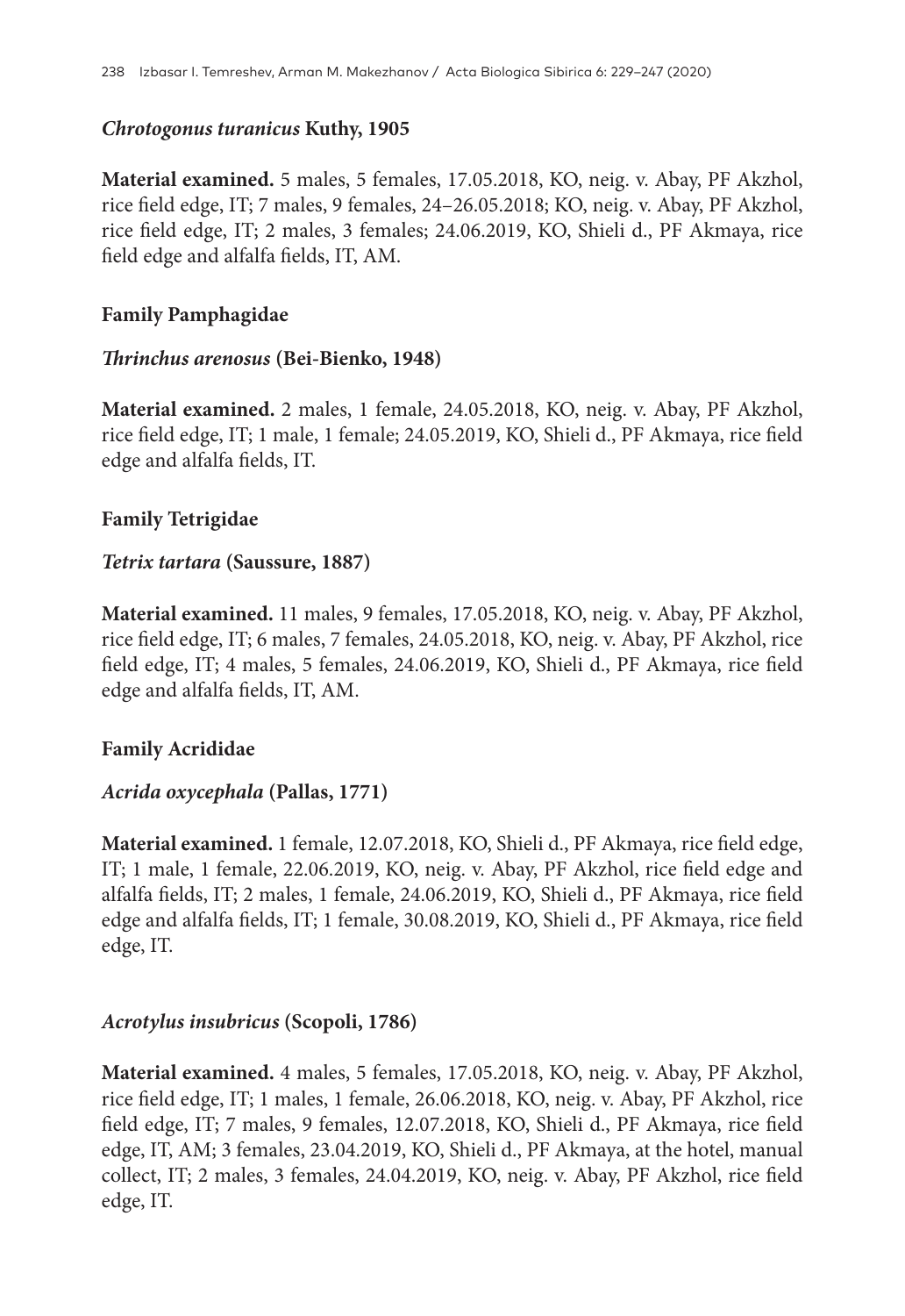### *Chrotogonus turanicus* Kuthy, 1905

**Material examined.** 5 males, 5 females, 17.05.2018, KO, neig. v. Abay, PF Akzhol, rice field edge, IT; 7 males, 9 females, 24–26.05.2018; KO, neig. v. Abay, PF Akzhol, rice field edge, IT; 2 males, 3 females; 24.06.2019, KO, Shieli d., PF Akmaya, rice field edge and alfalfa fields, IT, AM.

## Family Pamphagidae

### *Thrinchus arenosus* (Bei-Bienko, 1948)

**Material examined.** 2 males, 1 female, 24.05.2018, KO, neig. v. Abay, PF Akzhol, rice field edge, IT; 1 male, 1 female; 24.05.2019, KO, Shieli d., PF Akmaya, rice field edge and alfalfa fields, IT.

## Family Tetrigidae

### *Tetrix tartara* (Saussure, 1887)

**Material examined.** 11 males, 9 females, 17.05.2018, KO, neig. v. Abay, PF Akzhol, rice field edge, IT; 6 males, 7 females, 24.05.2018, KO, neig. v. Abay, PF Akzhol, rice field edge, IT; 4 males, 5 females, 24.06.2019, KO, Shieli d., PF Akmaya, rice field edge and alfalfa fields, IT, AM.

## Family Acrididae

### *Acrida oxycephala* (Pallas, 1771)

**Material examined.** 1 female, 12.07.2018, KO, Shieli d., PF Akmaya, rice field edge, IT; 1 male, 1 female, 22.06.2019, KO, neig. v. Abay, PF Akzhol, rice field edge and alfalfa fields, IT; 2 males, 1 female, 24.06.2019, KO, Shieli d., PF Akmaya, rice field edge and alfalfa fields, IT; 1 female, 30.08.2019, KO, Shieli d., PF Akmaya, rice field edge, IT.

### *Acrotylus insubricus* (Scopoli, 1786)

**Material examined.** 4 males, 5 females, 17.05.2018, KO, neig. v. Abay, PF Akzhol, rice field edge, IT; 1 males, 1 female, 26.06.2018, KO, neig. v. Abay, PF Akzhol, rice field edge, IT; 7 males, 9 females, 12.07.2018, KO, Shieli d., PF Akmaya, rice field edge, IT, AM; 3 females, 23.04.2019, KO, Shieli d., PF Akmaya, at the hotel, manual collect, IT; 2 males, 3 females, 24.04.2019, KO, neig. v. Abay, PF Akzhol, rice field edge, IT.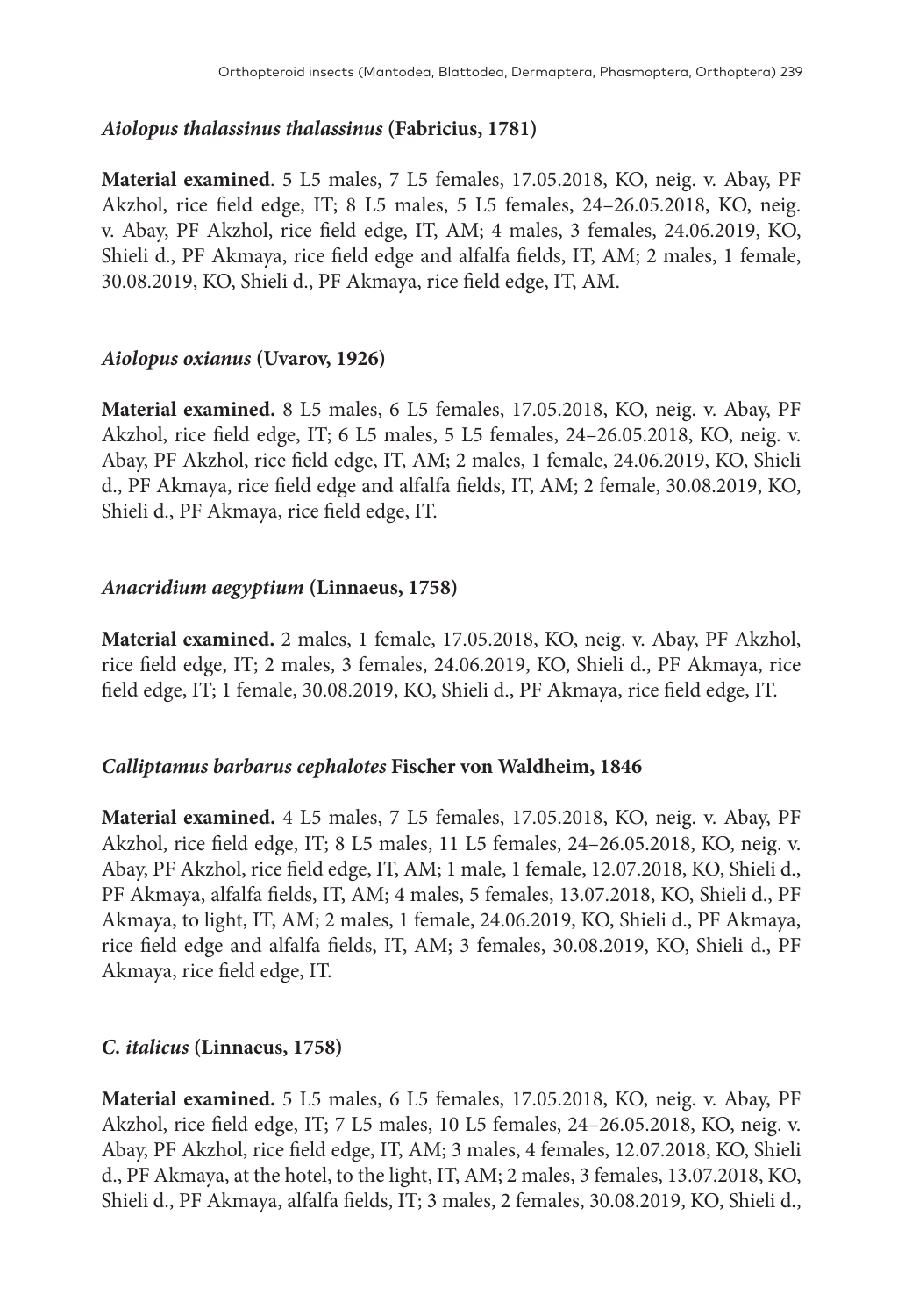### *Aiolopus thalassinus thalassinus* (Fabricius, 1781)

**Material examined**. 5 L5 males, 7 L5 females, 17.05.2018, KO, neig. v. Abay, PF Akzhol, rice field edge, IT; 8 L5 males, 5 L5 females, 24–26.05.2018, KO, neig. v. Abay, PF Akzhol, rice field edge, IT, AM; 4 males, 3 females, 24.06.2019, KO, Shieli d., PF Akmaya, rice field edge and alfalfa fields, IT, AM; 2 males, 1 female, 30.08.2019, KO, Shieli d., PF Akmaya, rice field edge, IT, AM.

### *Aiolopus oxianus* (Uvarov, 1926)

**Material examined.** 8 L5 males, 6 L5 females, 17.05.2018, KO, neig. v. Abay, PF Akzhol, rice field edge, IT; 6 L5 males, 5 L5 females, 24–26.05.2018, KO, neig. v. Abay, PF Akzhol, rice field edge, IT, AM; 2 males, 1 female, 24.06.2019, KO, Shieli d., PF Akmaya, rice field edge and alfalfa fields, IT, AM; 2 female, 30.08.2019, KO, Shieli d., PF Akmaya, rice field edge, IT.

### *Anacridium aegyptium* (Linnaeus, 1758)

**Material examined.** 2 males, 1 female, 17.05.2018, KO, neig. v. Abay, PF Akzhol, rice field edge, IT; 2 males, 3 females, 24.06.2019, KO, Shieli d., PF Akmaya, rice field edge, IT; 1 female, 30.08.2019, KO, Shieli d., PF Akmaya, rice field edge, IT.

### *Calliptamus barbarus cephalotes* Fischer von Waldheim, 1846

**Material examined.** 4 L5 males, 7 L5 females, 17.05.2018, KO, neig. v. Abay, PF Akzhol, rice field edge, IT; 8 L5 males, 11 L5 females, 24–26.05.2018, KO, neig. v. Abay, PF Akzhol, rice field edge, IT, AM; 1 male, 1 female, 12.07.2018, KO, Shieli d., PF Akmaya, alfalfa fields, IT, AM; 4 males, 5 females, 13.07.2018, KO, Shieli d., PF Akmaya, to light, IT, AM; 2 males, 1 female, 24.06.2019, KO, Shieli d., PF Akmaya, rice field edge and alfalfa fields, IT, AM; 3 females, 30.08.2019, KO, Shieli d., PF Akmaya, rice field edge, IT.

### *C. italicus* (Linnaeus, 1758)

**Material examined.** 5 L5 males, 6 L5 females, 17.05.2018, KO, neig. v. Abay, PF Akzhol, rice field edge, IT; 7 L5 males, 10 L5 females, 24–26.05.2018, KO, neig. v. Abay, PF Akzhol, rice field edge, IT, AM; 3 males, 4 females, 12.07.2018, KO, Shieli d., PF Akmaya, at the hotel, to the light, IT, AM; 2 males, 3 females, 13.07.2018, KO, Shieli d., PF Akmaya, alfalfa fields, IT; 3 males, 2 females, 30.08.2019, KO, Shieli d.,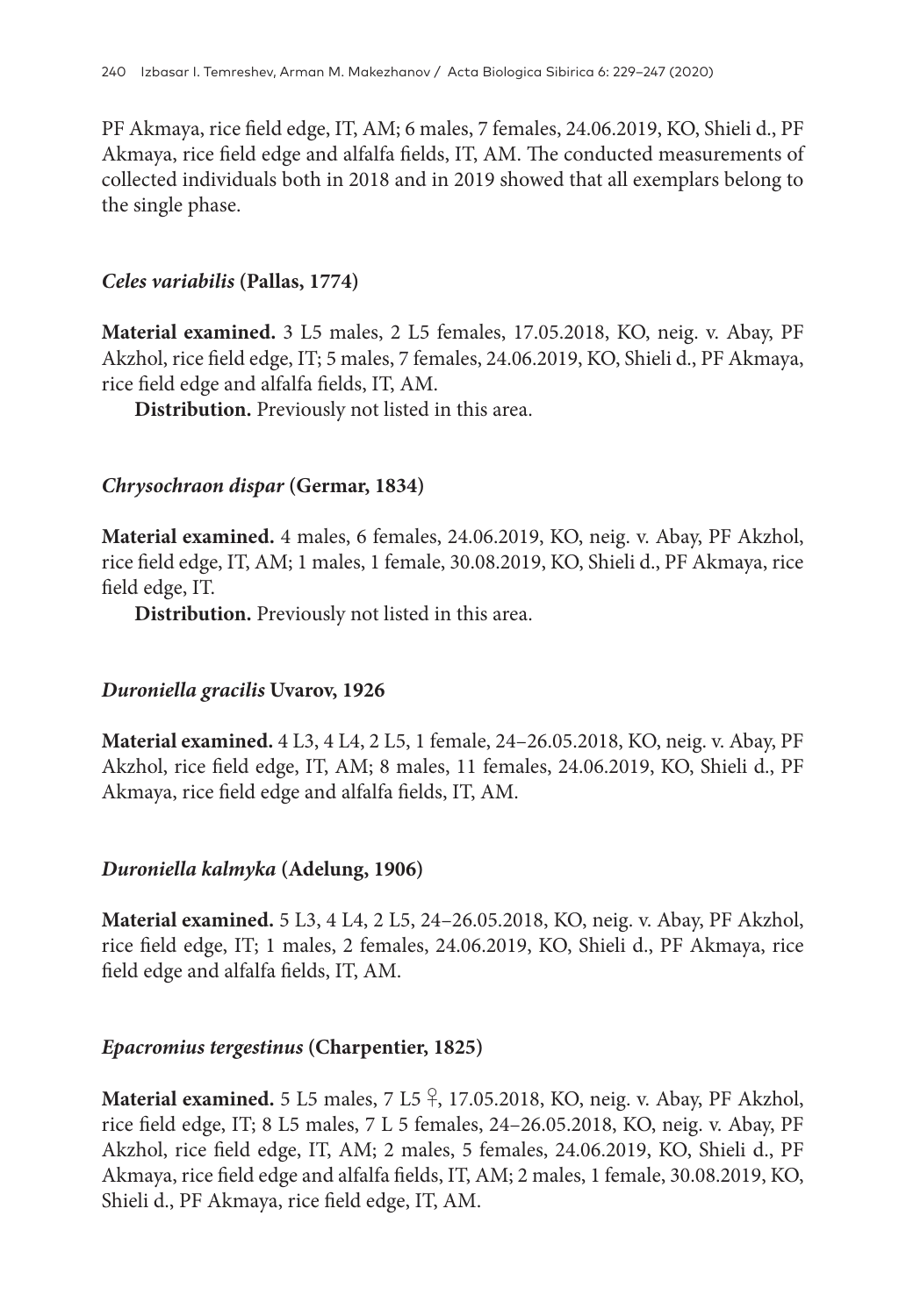PF Akmaya, rice field edge, IT, AM; 6 males, 7 females, 24.06.2019, KO, Shieli d., PF Akmaya, rice field edge and alfalfa fields, IT, AM. The conducted measurements of collected individuals both in 2018 and in 2019 showed that all exemplars belong to the single phase.

### *Celes variabilis* (Pallas, 1774)

**Material examined.** 3 L5 males, 2 L5 females, 17.05.2018, KO, neig. v. Abay, PF Akzhol, rice field edge, IT; 5 males, 7 females, 24.06.2019, KO, Shieli d., PF Akmaya, rice field edge and alfalfa fields, IT, AM.

**Distribution.** Previously not listed in this area.

### *Chrysochraon dispar* (Germar, 1834)

**Material examined.** 4 males, 6 females, 24.06.2019, KO, neig. v. Abay, PF Akzhol, rice field edge, IT, AM; 1 males, 1 female, 30.08.2019, KO, Shieli d., PF Akmaya, rice field edge, IT.

**Distribution.** Previously not listed in this area.

### *Duroniella gracilis* Uvarov, 1926

**Material examined.** 4 L3, 4 L4, 2 L5, 1 female, 24–26.05.2018, KO, neig. v. Abay, PF Akzhol, rice field edge, IT, AM; 8 males, 11 females, 24.06.2019, KO, Shieli d., PF Akmaya, rice field edge and alfalfa fields, IT, AM.

### *Duroniella kalmyka* (Adelung, 1906)

**Material examined.** 5 L3, 4 L4, 2 L5, 24–26.05.2018, KO, neig. v. Abay, PF Akzhol, rice field edge, IT; 1 males, 2 females, 24.06.2019, KO, Shieli d., PF Akmaya, rice field edge and alfalfa fields, IT, AM.

### *Epacromius tergestinus* (Charpentier, 1825)

**Material examined.** 5 L5 males, 7 L5 ♀, 17.05.2018, KO, neig. v. Abay, PF Akzhol, rice field edge, IT; 8 L5 males, 7 L 5 females, 24–26.05.2018, KO, neig. v. Abay, PF Akzhol, rice field edge, IT, AM; 2 males, 5 females, 24.06.2019, KO, Shieli d., PF Akmaya, rice field edge and alfalfa fields, IT, AM; 2 males, 1 female, 30.08.2019, KO, Shieli d., PF Akmaya, rice field edge, IT, AM.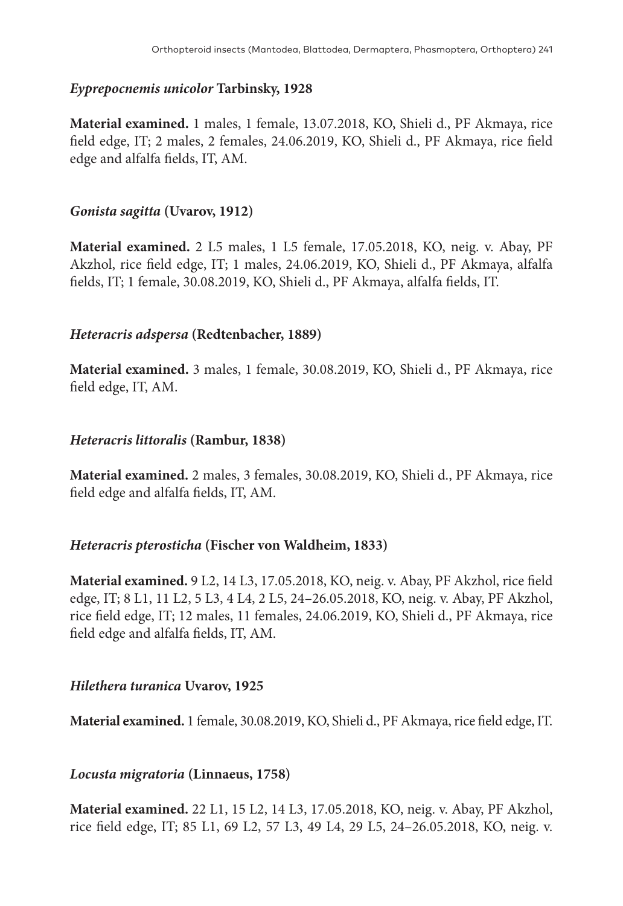### *Eyprepocnemis unicolor* Tarbinsky, 1928

**Material examined.** 1 males, 1 female, 13.07.2018, KO, Shieli d., PF Akmaya, rice field edge, IT; 2 males, 2 females, 24.06.2019, KO, Shieli d., PF Akmaya, rice field edge and alfalfa fields, IT, AM.

### *Gonista sagitta* (Uvarov, 1912)

**Material examined.** 2 L5 males, 1 L5 female, 17.05.2018, KO, neig. v. Abay, PF Akzhol, rice field edge, IT; 1 males, 24.06.2019, KO, Shieli d., PF Akmaya, alfalfa fields, IT; 1 female, 30.08.2019, KO, Shieli d., PF Akmaya, alfalfa fields, IT.

### *Heteracris adspersa* (Redtenbacher, 1889)

**Material examined.** 3 males, 1 female, 30.08.2019, KO, Shieli d., PF Akmaya, rice field edge, IT, AM.

### *Heteracris littoralis* (Rambur, 1838)

**Material examined.** 2 males, 3 females, 30.08.2019, KO, Shieli d., PF Akmaya, rice field edge and alfalfa fields, IT, AM.

### *Heteracris pterosticha* (Fischer von Waldheim, 1833)

**Material examined.** 9 L2, 14 L3, 17.05.2018, KO, neig. v. Abay, PF Akzhol, rice field edge, IT; 8 L1, 11 L2, 5 L3, 4 L4, 2 L5, 24–26.05.2018, KO, neig. v. Abay, PF Akzhol, rice field edge, IT; 12 males, 11 females, 24.06.2019, KO, Shieli d., PF Akmaya, rice field edge and alfalfa fields, IT, AM.

### *Hilethera turanica* Uvarov, 1925

**Material examined.** 1 female, 30.08.2019, KO, Shieli d., PF Akmaya, rice field edge, IT.

### *Locusta migratoria* (Linnaeus, 1758)

**Material examined.** 22 L1, 15 L2, 14 L3, 17.05.2018, KO, neig. v. Abay, PF Akzhol, rice field edge, IT; 85 L1, 69 L2, 57 L3, 49 L4, 29 L5, 24–26.05.2018, KO, neig. v.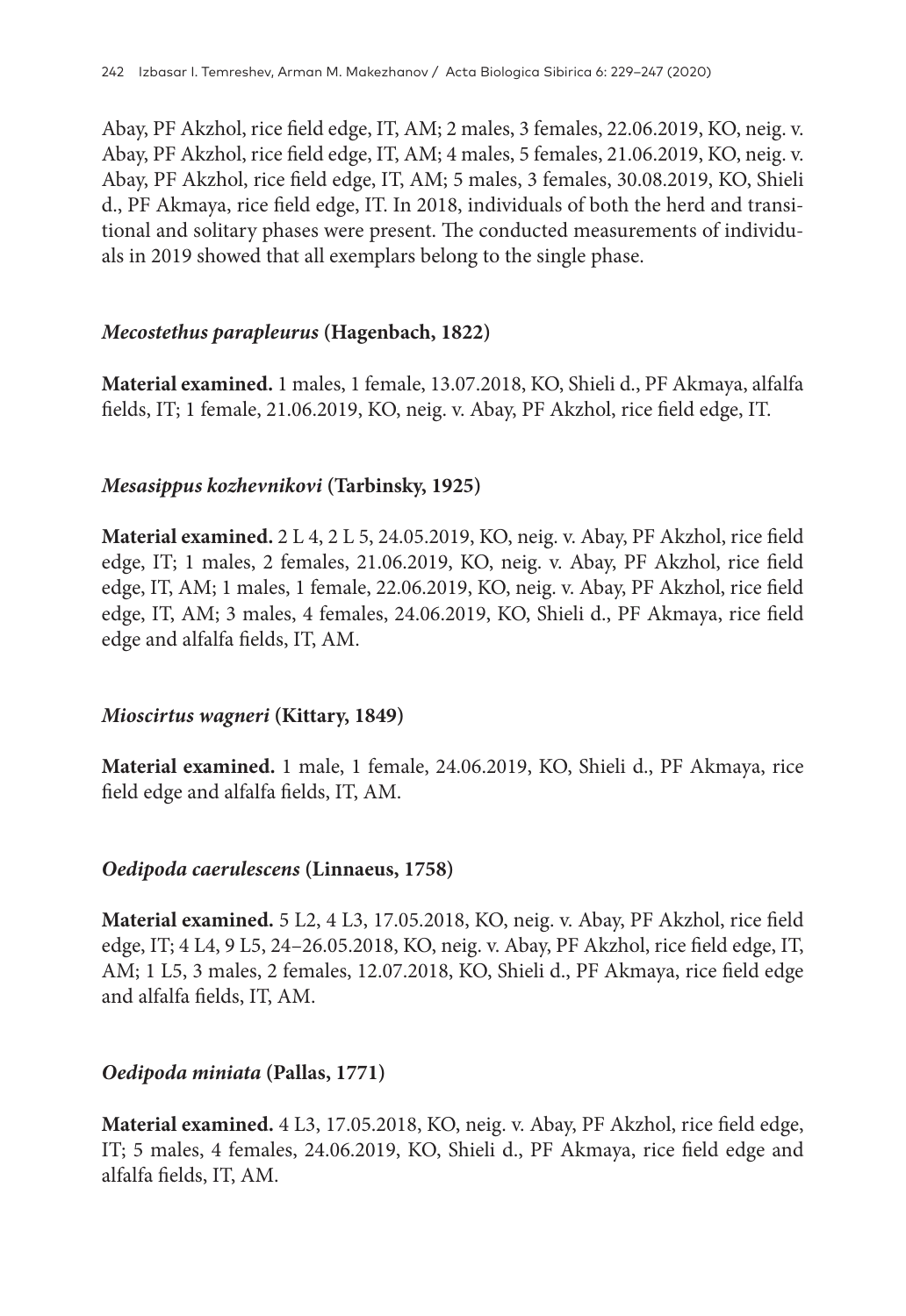Abay, PF Akzhol, rice field edge, IT, AM; 2 males, 3 females, 22.06.2019, KO, neig. v. Abay, PF Akzhol, rice field edge, IT, AM; 4 males, 5 females, 21.06.2019, KO, neig. v. Abay, PF Akzhol, rice field edge, IT, AM; 5 males, 3 females, 30.08.2019, KO, Shieli d., PF Akmaya, rice field edge, IT. In 2018, individuals of both the herd and transitional and solitary phases were present. The conducted measurements of individuals in 2019 showed that all exemplars belong to the single phase.

### *Mecostethus parapleurus* (Hagenbach, 1822)

**Material examined.** 1 males, 1 female, 13.07.2018, KO, Shieli d., PF Akmaya, alfalfa fields, IT; 1 female, 21.06.2019, KO, neig. v. Abay, PF Akzhol, rice field edge, IT.

### *Mesasippus kozhevnikovi* (Tarbinsky, 1925)

**Material examined.** 2 L 4, 2 L 5, 24.05.2019, KO, neig. v. Abay, PF Akzhol, rice field edge, IT; 1 males, 2 females, 21.06.2019, KO, neig. v. Abay, PF Akzhol, rice field edge, IT, AM; 1 males, 1 female, 22.06.2019, KO, neig. v. Abay, PF Akzhol, rice field edge, IT, AM; 3 males, 4 females, 24.06.2019, KO, Shieli d., PF Akmaya, rice field edge and alfalfa fields, IT, AM.

### *Mioscirtus wagneri* (Kittary, 1849)

**Material examined.** 1 male, 1 female, 24.06.2019, KO, Shieli d., PF Akmaya, rice field edge and alfalfa fields, IT, AM.

### *Oedipoda caerulescens* (Linnaeus, 1758)

**Material examined.** 5 L2, 4 L3, 17.05.2018, KO, neig. v. Abay, PF Akzhol, rice field edge, IT; 4 L4, 9 L5, 24–26.05.2018, KO, neig. v. Abay, PF Akzhol, rice field edge, IT, AM; 1 L5, 3 males, 2 females, 12.07.2018, KO, Shieli d., PF Akmaya, rice field edge and alfalfa fields, IT, AM.

### *Oedipoda miniata* (Pallas, 1771)

**Material examined.** 4 L3, 17.05.2018, KO, neig. v. Abay, PF Akzhol, rice field edge, IT; 5 males, 4 females, 24.06.2019, KO, Shieli d., PF Akmaya, rice field edge and alfalfa fields, IT, AM.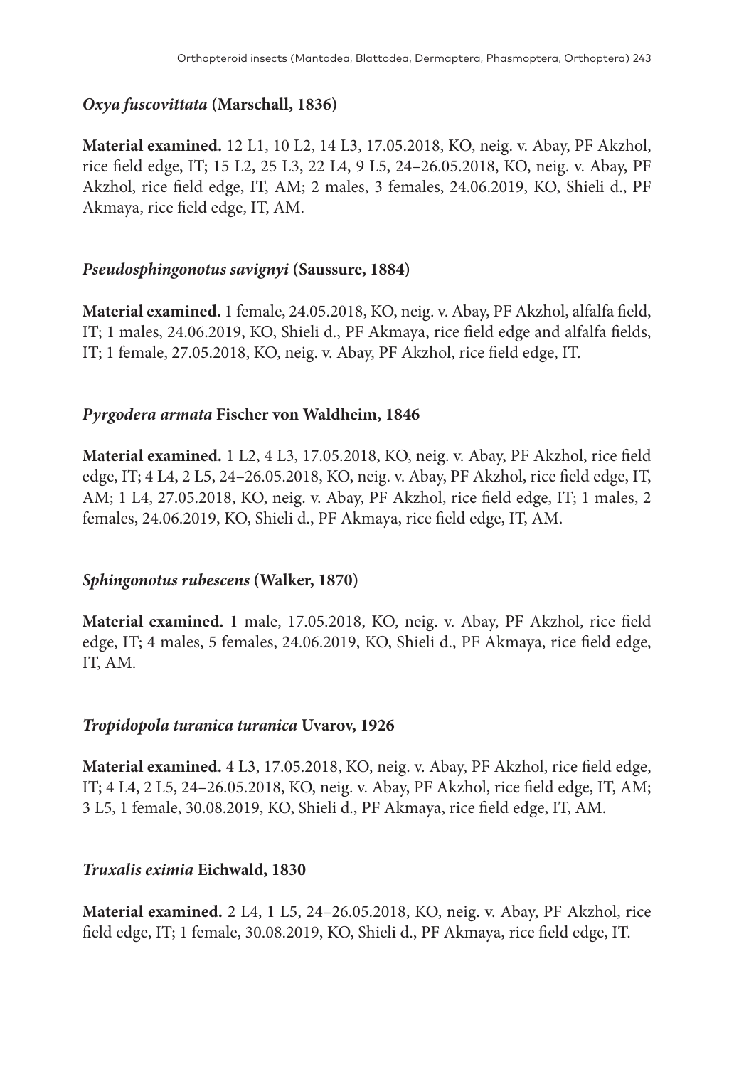### *Oxya fuscovittata* (Marschall, 1836)

**Material examined.** 12 L1, 10 L2, 14 L3, 17.05.2018, KO, neig. v. Abay, PF Akzhol, rice field edge, IT; 15 L2, 25 L3, 22 L4, 9 L5, 24–26.05.2018, KO, neig. v. Abay, PF Akzhol, rice field edge, IT, AM; 2 males, 3 females, 24.06.2019, KO, Shieli d., PF Akmaya, rice field edge, IT, AM.

### *Pseudosphingonotus savignyi* (Saussure, 1884)

**Material examined.** 1 female, 24.05.2018, KO, neig. v. Abay, PF Akzhol, alfalfa field, IT; 1 males, 24.06.2019, KO, Shieli d., PF Akmaya, rice field edge and alfalfa fields, IT; 1 female, 27.05.2018, KO, neig. v. Abay, PF Akzhol, rice field edge, IT.

### *Pyrgodera armata* Fischer von Waldheim, 1846

**Material examined.** 1 L2, 4 L3, 17.05.2018, KO, neig. v. Abay, PF Akzhol, rice field edge, IT; 4 L4, 2 L5, 24–26.05.2018, KO, neig. v. Abay, PF Akzhol, rice field edge, IT, AM; 1 L4, 27.05.2018, KO, neig. v. Abay, PF Akzhol, rice field edge, IT; 1 males, 2 females, 24.06.2019, KO, Shieli d., PF Akmaya, rice field edge, IT, AM.

### *Sphingonotus rubescens* (Walker, 1870)

**Material examined.** 1 male, 17.05.2018, KO, neig. v. Abay, PF Akzhol, rice field edge, IT; 4 males, 5 females, 24.06.2019, KO, Shieli d., PF Akmaya, rice field edge, IT, AM.

### *Tropidopola turanica turanica* Uvarov, 1926

**Material examined.** 4 L3, 17.05.2018, KO, neig. v. Abay, PF Akzhol, rice field edge, IT; 4 L4, 2 L5, 24–26.05.2018, KO, neig. v. Abay, PF Akzhol, rice field edge, IT, AM; 3 L5, 1 female, 30.08.2019, KO, Shieli d., PF Akmaya, rice field edge, IT, AM.

### *Truxalis eximia* Eichwald, 1830

**Material examined.** 2 L4, 1 L5, 24–26.05.2018, KO, neig. v. Abay, PF Akzhol, rice field edge, IT; 1 female, 30.08.2019, KO, Shieli d., PF Akmaya, rice field edge, IT.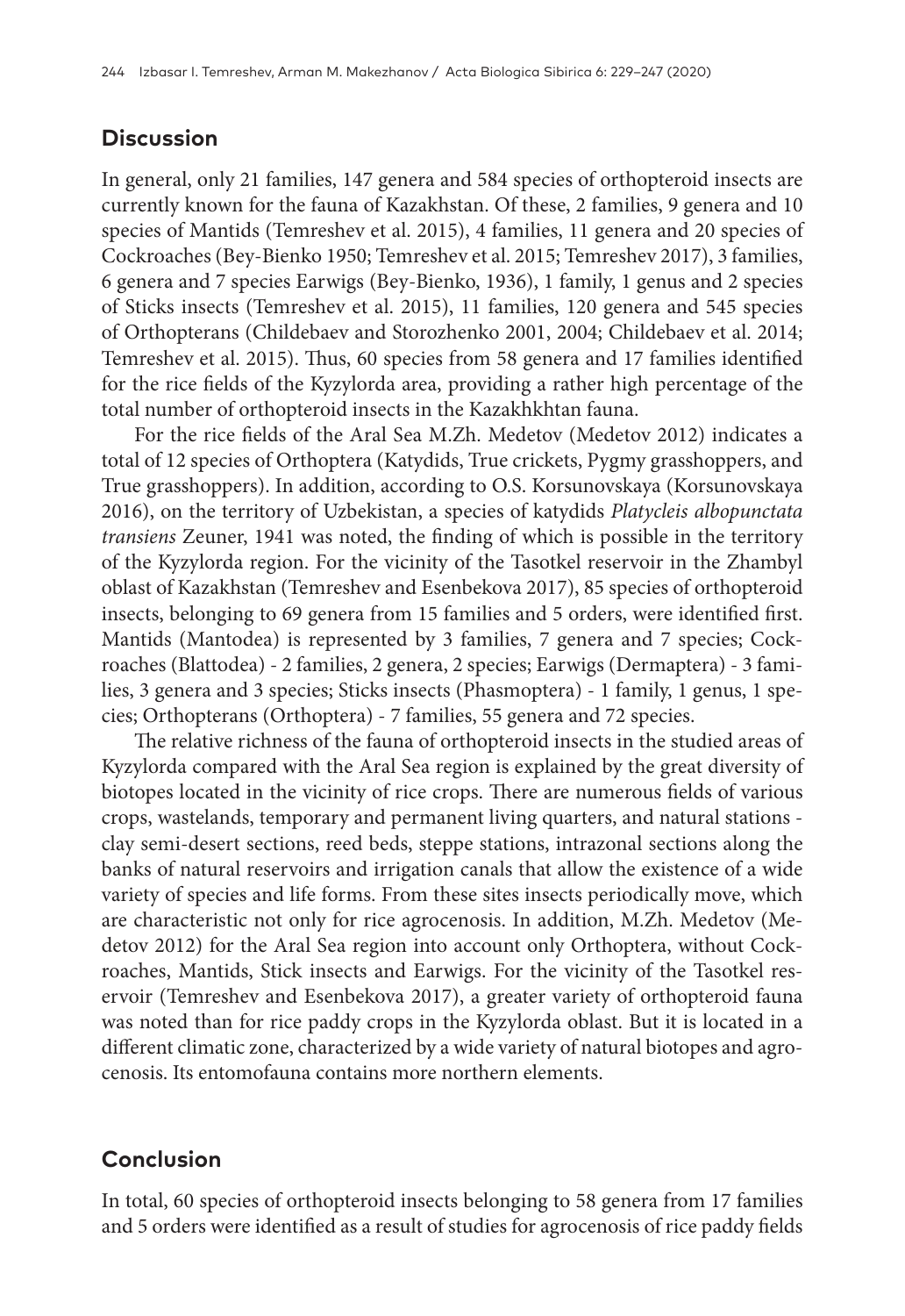## Discussion

In general, only 21 families, 147 genera and 584 species of orthopteroid insects are currently known for the fauna of Kazakhstan. Of these, 2 families, 9 genera and 10 species of Mantids (Temreshev et al. 2015), 4 families, 11 genera and 20 species of Cockroaches (Bey-Bienko 1950; Temreshev et al. 2015; Temreshev 2017), 3 families, 6 genera and 7 species Earwigs (Bey-Bienko, 1936), 1 family, 1 genus and 2 species of Sticks insects (Temreshev et al. 2015), 11 families, 120 genera and 545 species of Orthopterans (Childebaev and Storozhenko 2001, 2004; Childebaev et al. 2014; Temreshev et al. 2015). Thus, 60 species from 58 genera and 17 families identified for the rice fields of the Kyzylorda area, providing a rather high percentage of the total number of orthopteroid insects in the Kazakhkhtan fauna.

For the rice fields of the Aral Sea M.Zh. Medetov (Medetov 2012) indicates a total of 12 species of Orthoptera (Katydids, True crickets, Pygmy grasshoppers, and True grasshoppers). In addition, according to O.S. Korsunovskaya (Korsunovskaya 2016), on the territory of Uzbekistan, a species of katydids *Platycleis albopunctata transiens* Zeuner, 1941 was noted, the finding of which is possible in the territory of the Kyzylorda region. For the vicinity of the Tasotkel reservoir in the Zhambyl oblast of Kazakhstan (Temreshev and Esenbekova 2017), 85 species of orthopteroid insects, belonging to 69 genera from 15 families and 5 orders, were identified first. Mantids (Mantodea) is represented by 3 families, 7 genera and 7 species; Cockroaches (Blattodea) - 2 families, 2 genera, 2 species; Earwigs (Dermaptera) - 3 families, 3 genera and 3 species; Sticks insects (Phasmoptera) - 1 family, 1 genus, 1 species; Orthopterans (Orthoptera) - 7 families, 55 genera and 72 species.

The relative richness of the fauna of orthopteroid insects in the studied areas of Kyzylorda compared with the Aral Sea region is explained by the great diversity of biotopes located in the vicinity of rice crops. There are numerous fields of various crops, wastelands, temporary and permanent living quarters, and natural stations - clay semi-desert sections, reed beds, steppe stations, intrazonal sections along the banks of natural reservoirs and irrigation canals that allow the existence of a wide variety of species and life forms. From these sites insects periodically move, which are characteristic not only for rice agrocenosis. In addition, M.Zh. Medetov (Medetov 2012) for the Aral Sea region into account only Orthoptera, without Cockroaches, Mantids, Stick insects and Earwigs. For the vicinity of the Tasotkel reservoir (Temreshev and Esenbekova 2017), a greater variety of orthopteroid fauna was noted than for rice paddy crops in the Kyzylorda oblast. But it is located in a different climatic zone, characterized by a wide variety of natural biotopes and agrocenosis. Its entomofauna contains more northern elements.

## Conclusion

In total, 60 species of orthopteroid insects belonging to 58 genera from 17 families and 5 orders were identified as a result of studies for agrocenosis of rice paddy fields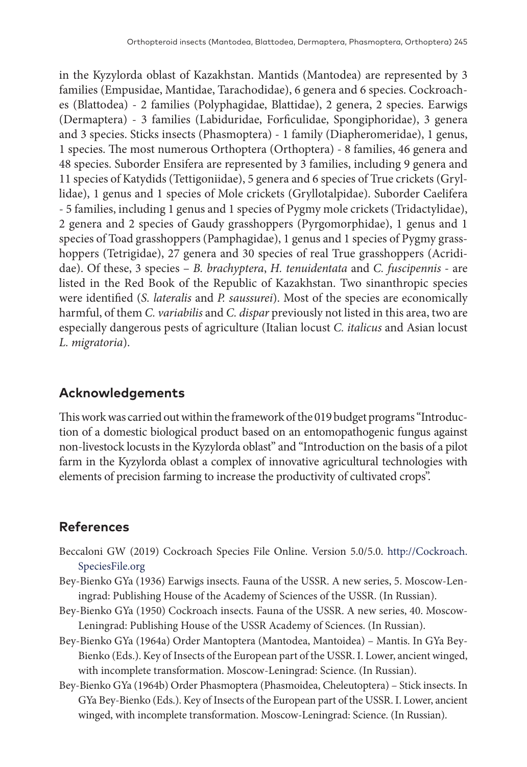in the Kyzylorda oblast of Kazakhstan. Mantids (Mantodea) are represented by 3 families (Empusidae, Mantidae, Tarachodidae), 6 genera and 6 species. Cockroaches (Blattodea) - 2 families (Polyphagidae, Blattidae), 2 genera, 2 species. Earwigs (Dermaptera) - 3 families (Labiduridae, Forficulidae, Spongiphoridae), 3 genera and 3 species. Sticks insects (Phasmoptera) - 1 family (Diapheromeridae), 1 genus, 1 species. The most numerous Orthoptera (Orthoptera) - 8 families, 46 genera and 48 species. Suborder Ensifera are represented by 3 families, including 9 genera and 11 species of Katydids (Tettigoniidae), 5 genera and 6 species of True crickets (Gryllidae), 1 genus and 1 species of Mole crickets (Gryllotalpidae). Suborder Caelifera - 5 families, including 1 genus and 1 species of Pygmy mole crickets (Tridactylidae), 2 genera and 2 species of Gaudy grasshoppers (Pyrgomorphidae), 1 genus and 1 species of Toad grasshoppers (Pamphagidae), 1 genus and 1 species of Pygmy grasshoppers (Tetrigidae), 27 genera and 30 species of real True grasshoppers (Acrididae). Of these, 3 species – *B. brachyptera*, *H. tenuidentata* and *C. fuscipennis* - are listed in the Red Book of the Republic of Kazakhstan. Two sinanthropic species were identified (*S. lateralis* and *P. saussurei*). Most of the species are economically harmful, of them *C. variabilis* and *C. dispar* previously not listed in this area, two are especially dangerous pests of agriculture (Italian locust *C. italicus* and Asian locust *L. migratoria*).

## Acknowledgements

This work was carried out within the framework of the 019 budget programs "Introduction of a domestic biological product based on an entomopathogenic fungus against non-livestock locusts in the Kyzylorda oblast" and "Introduction on the basis of a pilot farm in the Kyzylorda oblast a complex of innovative agricultural technologies with elements of precision farming to increase the productivity of cultivated crops".

## References

Beccaloni GW (2019) Cockroach Species File Online. Version 5.0/5.0. http://Cockroach.SpeciesFile.org

Bey-Bienko GYa (1936) Earwigs insects. Fauna of the USSR. A new series, 5. Moscow-Leningrad: Publishing House of the Academy of Sciences of the USSR. (In Russian).

Bey-Bienko GYa (1950) Cockroach insects. Fauna of the USSR. A new series, 40. Moscow-Leningrad: Publishing House of the USSR Academy of Sciences. (In Russian).

Bey-Bienko GYa (1964a) Order Mantoptera (Mantodea, Mantoidea) – Mantis. In GYa Bey-Bienko (Eds.). Key of Insects of the European part of the USSR. I. Lower, ancient winged, with incomplete transformation. Moscow-Leningrad: Science. (In Russian).

Bey-Bienko GYa (1964b) Order Phasmoptera (Phasmoidea, Cheleutoptera) – Stick insects. In GYa Bey-Bienko (Eds.). Key of Insects of the European part of the USSR. I. Lower, ancient winged, with incomplete transformation. Moscow-Leningrad: Science. (In Russian).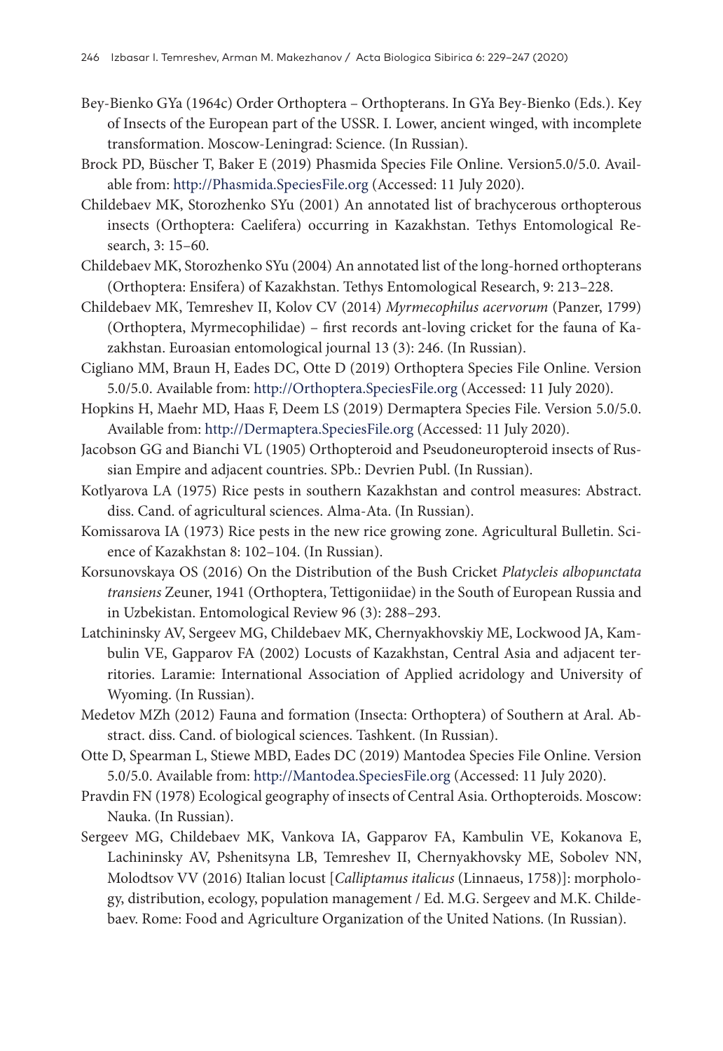Bey-Bienko GYa (1964c) Order Orthoptera – Orthopterans. In GYa Bey-Bienko (Eds.). Key of Insects of the European part of the USSR. I. Lower, ancient winged, with incomplete transformation. Moscow-Leningrad: Science. (In Russian).

Brock PD, Büscher T, Baker E (2019) Phasmida Species File Online. Version5.0/5.0. Available from: http://Phasmida.SpeciesFile.org (Accessed: 11 July 2020).

Childebaev MK, Storozhenko SYu (2001) An annotated list of brachycerous orthopterous insects (Orthoptera: Caelifera) occurring in Kazakhstan. Tethys Entomological Research, 3: 15–60.

Childebaev MK, Storozhenko SYu (2004) An annotated list of the long-horned orthopterans (Orthoptera: Ensifera) of Kazakhstan. Tethys Entomological Research, 9: 213–228.

Childebaev MK, Temreshev II, Kolov CV (2014) *Myrmecophilus acervorum* (Panzer, 1799) (Orthoptera, Myrmecophilidae) – first records ant-loving cricket for the fauna of Kazakhstan. Euroasian entomological journal 13 (3): 246. (In Russian).

Cigliano MM, Braun H, Eades DC, Otte D (2019) Orthoptera Species File Online. Version 5.0/5.0. Available from: http://Orthoptera.SpeciesFile.org (Accessed: 11 July 2020).

Hopkins H, Maehr MD, Haas F, Deem LS (2019) Dermaptera Species File. Version 5.0/5.0. Available from: http://Dermaptera.SpeciesFile.org (Accessed: 11 July 2020).

Jacobson GG and Bianchi VL (1905) Orthopteroid and Pseudoneuropteroid insects of Russian Empire and adjacent countries. SPb.: Devrien Publ. (In Russian).

Kotlyarova LA (1975) Rice pests in southern Kazakhstan and control measures: Abstract. diss. Cand. of agricultural sciences. Alma-Ata. (In Russian).

Komissarova IA (1973) Rice pests in the new rice growing zone. Agricultural Bulletin. Science of Kazakhstan 8: 102–104. (In Russian).

Korsunovskaya OS (2016) On the Distribution of the Bush Cricket *Platycleis albopunctata transiens* Zeuner, 1941 (Orthoptera, Tettigoniidae) in the South of European Russia and in Uzbekistan. Entomological Review 96 (3): 288–293.

Latchininsky AV, Sergeev MG, Childebaev MK, Chernyakhovskiy ME, Lockwood JA, Kambulin VE, Gapparov FA (2002) Locusts of Kazakhstan, Central Asia and adjacent territories. Laramie: International Association of Applied acridology and University of Wyoming. (In Russian).

Medetov MZh (2012) Fauna and formation (Insecta: Orthoptera) of Southern at Aral. Abstract. diss. Cand. of biological sciences. Tashkent. (In Russian).

Otte D, Spearman L, Stiewe MBD, Eades DC (2019) Mantodea Species File Online. Version 5.0/5.0. Available from: http://Mantodea.SpeciesFile.org (Accessed: 11 July 2020).

Pravdin FN (1978) Ecological geography of insects of Central Asia. Orthopteroids. Moscow: Nauka. (In Russian).

Sergeev MG, Childebaev MK, Vankova IA, Gapparov FA, Kambulin VE, Kokanova E, Lachininsky AV, Pshenitsyna LB, Temreshev II, Chernyakhovsky ME, Sobolev NN, Molodtsov VV (2016) Italian locust [*Calliptamus italicus* (Linnaeus, 1758)]: morphology, distribution, ecology, population management / Ed. M.G. Sergeev and M.K. Childebaev. Rome: Food and Agriculture Organization of the United Nations. (In Russian).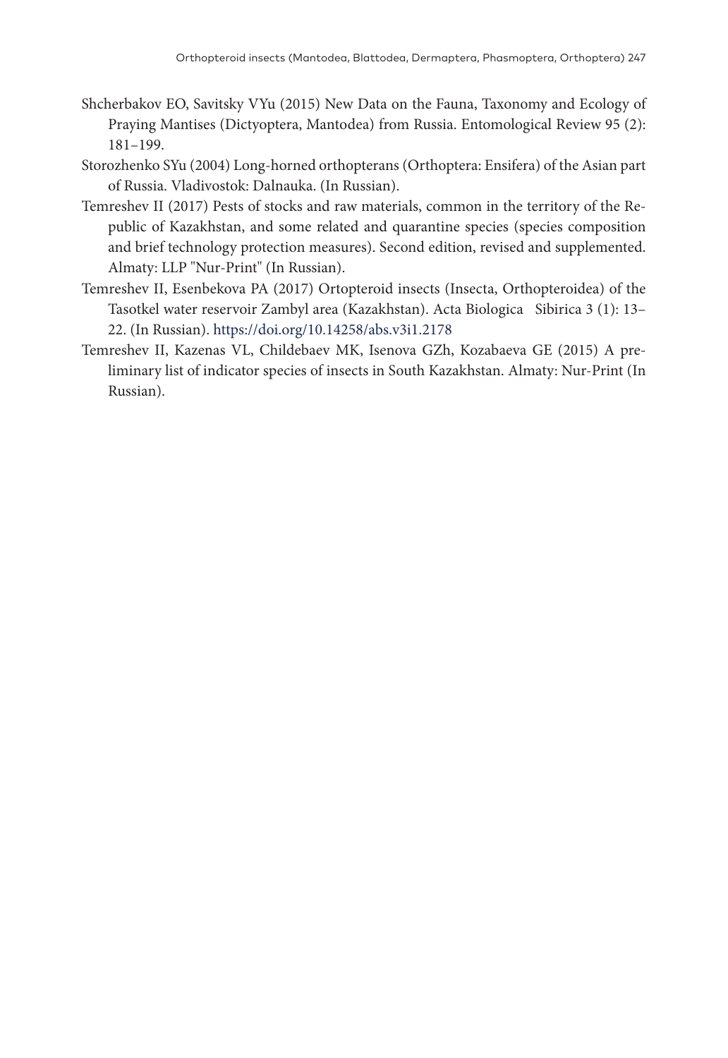Shcherbakov EO, Savitsky VYu (2015) New Data on the Fauna, Taxonomy and Ecology of Praying Mantises (Dictyoptera, Mantodea) from Russia. Entomological Review 95 (2): 181–199.

Storozhenko SYu (2004) Long-horned orthopterans (Orthoptera: Ensifera) of the Asian part of Russia. Vladivostok: Dalnauka. (In Russian).

Temreshev II (2017) Pests of stocks and raw materials, common in the territory of the Republic of Kazakhstan, and some related and quarantine species (species composition and brief technology protection measures). Second edition, revised and supplemented. Almaty: LLP "Nur-Print" (In Russian).

Temreshev II, Esenbekova PA (2017) Ortopteroid insects (Insecta, Orthopteroidea) of the Tasotkel water reservoir Zambyl area (Kazakhstan). Acta Biologica Sibirica 3 (1): 13–22. (In Russian). https://doi.org/10.14258/abs.v3i1.2178

Temreshev II, Kazenas VL, Childebaev MK, Isenova GZh, Kozabaeva GE (2015) A preliminary list of indicator species of insects in South Kazakhstan. Almaty: Nur-Print (In Russian).